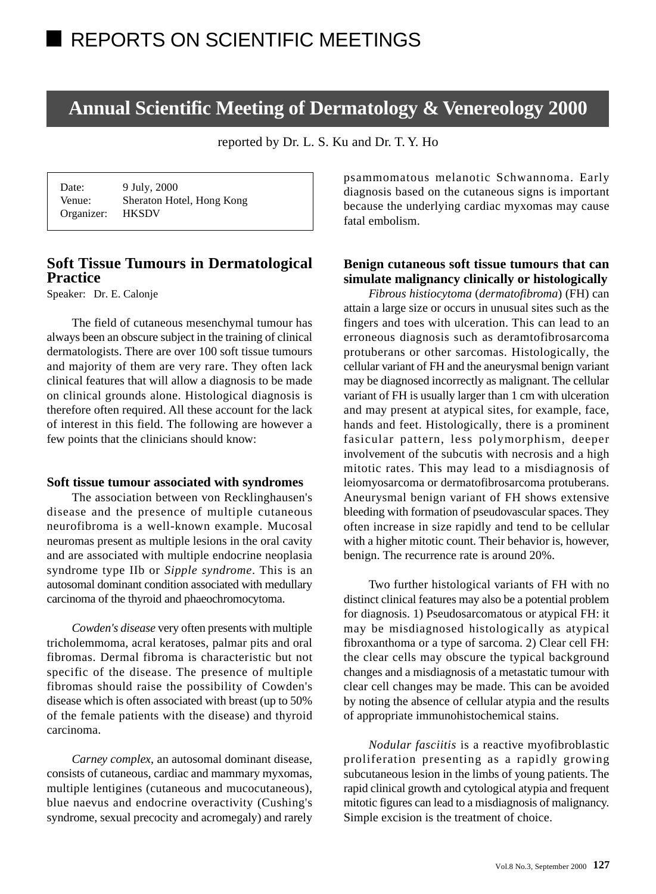# REPORTS ON SCIENTIFIC MEETINGS

## Annual Scientific Meeting of Dermatology & Venereology 2000

reported by Dr. L. S. Ku and Dr. T. Y. Ho

Date: 9 July, 2000
Venue: Sheraton Hotel, Hong Kong
Organizer: HKSDV

### Soft Tissue Tumours in Dermatological Practice

Speaker: Dr. E. Calonje

The field of cutaneous mesenchymal tumour has always been an obscure subject in the training of clinical dermatologists. There are over 100 soft tissue tumours and majority of them are very rare. They often lack clinical features that will allow a diagnosis to be made on clinical grounds alone. Histological diagnosis is therefore often required. All these account for the lack of interest in this field. The following are however a few points that the clinicians should know:

**Soft tissue tumour associated with syndromes**

The association between von Recklinghausen's disease and the presence of multiple cutaneous neurofibroma is a well-known example. Mucosal neuromas present as multiple lesions in the oral cavity and are associated with multiple endocrine neoplasia syndrome type IIb or *Sipple syndrome*. This is an autosomal dominant condition associated with medullary carcinoma of the thyroid and phaeochromocytoma.

*Cowden's disease* very often presents with multiple tricholemmoma, acral keratoses, palmar pits and oral fibromas. Dermal fibroma is characteristic but not specific of the disease. The presence of multiple fibromas should raise the possibility of Cowden's disease which is often associated with breast (up to 50% of the female patients with the disease) and thyroid carcinoma.

*Carney complex*, an autosomal dominant disease, consists of cutaneous, cardiac and mammary myxomas, multiple lentigines (cutaneous and mucocutaneous), blue naevus and endocrine overactivity (Cushing's syndrome, sexual precocity and acromegaly) and rarely psammomatous melanotic Schwannoma. Early diagnosis based on the cutaneous signs is important because the underlying cardiac myxomas may cause fatal embolism.

**Benign cutaneous soft tissue tumours that can simulate malignancy clinically or histologically**

*Fibrous histiocytoma* (*dermatofibroma*) (FH) can attain a large size or occurs in unusual sites such as the fingers and toes with ulceration. This can lead to an erroneous diagnosis such as deramtofibrosarcoma protuberans or other sarcomas. Histologically, the cellular variant of FH and the aneurysmal benign variant may be diagnosed incorrectly as malignant. The cellular variant of FH is usually larger than 1 cm with ulceration and may present at atypical sites, for example, face, hands and feet. Histologically, there is a prominent fasicular pattern, less polymorphism, deeper involvement of the subcutis with necrosis and a high mitotic rates. This may lead to a misdiagnosis of leiomyosarcoma or dermatofibrosarcoma protuberans. Aneurysmal benign variant of FH shows extensive bleeding with formation of pseudovascular spaces. They often increase in size rapidly and tend to be cellular with a higher mitotic count. Their behavior is, however, benign. The recurrence rate is around 20%.

Two further histological variants of FH with no distinct clinical features may also be a potential problem for diagnosis. 1) Pseudosarcomatous or atypical FH: it may be misdiagnosed histologically as atypical fibroxanthoma or a type of sarcoma. 2) Clear cell FH: the clear cells may obscure the typical background changes and a misdiagnosis of a metastatic tumour with clear cell changes may be made. This can be avoided by noting the absence of cellular atypia and the results of appropriate immunohistochemical stains.

*Nodular fasciitis* is a reactive myofibroblastic proliferation presenting as a rapidly growing subcutaneous lesion in the limbs of young patients. The rapid clinical growth and cytological atypia and frequent mitotic figures can lead to a misdiagnosis of malignancy. Simple excision is the treatment of choice.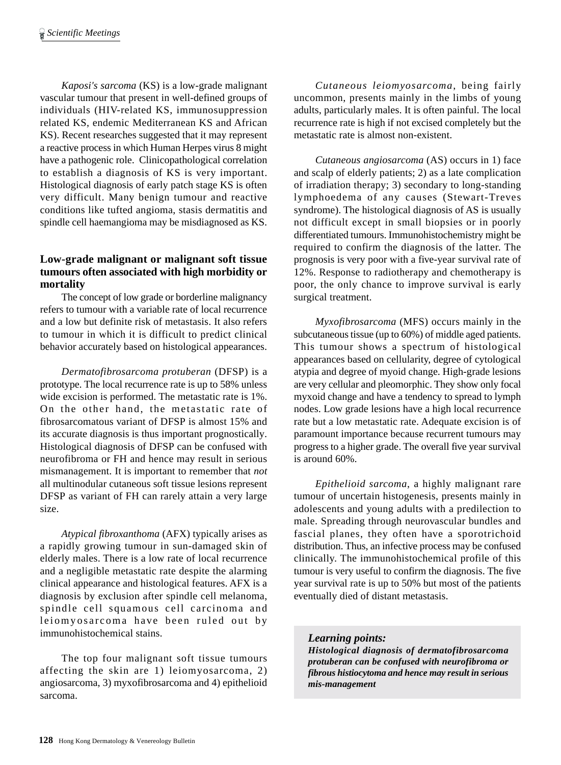*Kaposi's sarcoma* (KS) is a low-grade malignant vascular tumour that present in well-defined groups of individuals (HIV-related KS, immunosuppression related KS, endemic Mediterranean KS and African KS). Recent researches suggested that it may represent a reactive process in which Human Herpes virus 8 might have a pathogenic role. Clinicopathological correlation to establish a diagnosis of KS is very important. Histological diagnosis of early patch stage KS is often very difficult. Many benign tumour and reactive conditions like tufted angioma, stasis dermatitis and spindle cell haemangioma may be misdiagnosed as KS.

### Low-grade malignant or malignant soft tissue tumours often associated with high morbidity or mortality

The concept of low grade or borderline malignancy refers to tumour with a variable rate of local recurrence and a low but definite risk of metastasis. It also refers to tumour in which it is difficult to predict clinical behavior accurately based on histological appearances.

*Dermatofibrosarcoma protuberan* (DFSP) is a prototype. The local recurrence rate is up to 58% unless wide excision is performed. The metastatic rate is 1%. On the other hand, the metastatic rate of fibrosarcomatous variant of DFSP is almost 15% and its accurate diagnosis is thus important prognostically. Histological diagnosis of DFSP can be confused with neurofibroma or FH and hence may result in serious mismanagement. It is important to remember that *not* all multinodular cutaneous soft tissue lesions represent DFSP as variant of FH can rarely attain a very large size.

*Atypical fibroxanthoma* (AFX) typically arises as a rapidly growing tumour in sun-damaged skin of elderly males. There is a low rate of local recurrence and a negligible metastatic rate despite the alarming clinical appearance and histological features. AFX is a diagnosis by exclusion after spindle cell melanoma, spindle cell squamous cell carcinoma and leiomyosarcoma have been ruled out by immunohistochemical stains.

The top four malignant soft tissue tumours affecting the skin are 1) leiomyosarcoma, 2) angiosarcoma, 3) myxofibrosarcoma and 4) epithelioid sarcoma.

*Cutaneous leiomyosarcoma*, being fairly uncommon, presents mainly in the limbs of young adults, particularly males. It is often painful. The local recurrence rate is high if not excised completely but the metastatic rate is almost non-existent.

*Cutaneous angiosarcoma* (AS) occurs in 1) face and scalp of elderly patients; 2) as a late complication of irradiation therapy; 3) secondary to long-standing lymphoedema of any causes (Stewart-Treves syndrome). The histological diagnosis of AS is usually not difficult except in small biopsies or in poorly differentiated tumours. Immunohistochemistry might be required to confirm the diagnosis of the latter. The prognosis is very poor with a five-year survival rate of 12%. Response to radiotherapy and chemotherapy is poor, the only chance to improve survival is early surgical treatment.

*Myxofibrosarcoma* (MFS) occurs mainly in the subcutaneous tissue (up to 60%) of middle aged patients. This tumour shows a spectrum of histological appearances based on cellularity, degree of cytological atypia and degree of myoid change. High-grade lesions are very cellular and pleomorphic. They show only focal myxoid change and have a tendency to spread to lymph nodes. Low grade lesions have a high local recurrence rate but a low metastatic rate. Adequate excision is of paramount importance because recurrent tumours may progress to a higher grade. The overall five year survival is around 60%.

*Epithelioid sarcoma*, a highly malignant rare tumour of uncertain histogenesis, presents mainly in adolescents and young adults with a predilection to male. Spreading through neurovascular bundles and fascial planes, they often have a sporotrichoid distribution. Thus, an infective process may be confused clinically. The immunohistochemical profile of this tumour is very useful to confirm the diagnosis. The five year survival rate is up to 50% but most of the patients eventually died of distant metastasis.

> ***Learning points:***
> ***Histological diagnosis of dermatofibrosarcoma protuberan can be confused with neurofibroma or fibrous histiocytoma and hence may result in serious mis-management***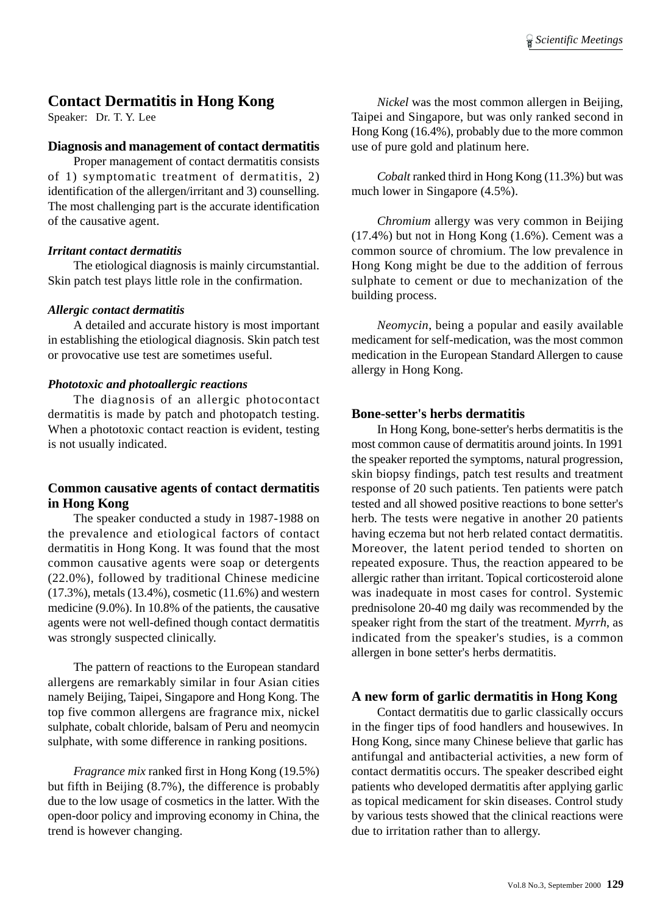## Contact Dermatitis in Hong Kong

Speaker: Dr. T. Y. Lee

### Diagnosis and management of contact dermatitis

Proper management of contact dermatitis consists of 1) symptomatic treatment of dermatitis, 2) identification of the allergen/irritant and 3) counselling. The most challenging part is the accurate identification of the causative agent.

#### *Irritant contact dermatitis*

The etiological diagnosis is mainly circumstantial. Skin patch test plays little role in the confirmation.

#### *Allergic contact dermatitis*

A detailed and accurate history is most important in establishing the etiological diagnosis. Skin patch test or provocative use test are sometimes useful.

#### *Phototoxic and photoallergic reactions*

The diagnosis of an allergic photocontact dermatitis is made by patch and photopatch testing. When a phototoxic contact reaction is evident, testing is not usually indicated.

### Common causative agents of contact dermatitis in Hong Kong

The speaker conducted a study in 1987-1988 on the prevalence and etiological factors of contact dermatitis in Hong Kong. It was found that the most common causative agents were soap or detergents (22.0%), followed by traditional Chinese medicine (17.3%), metals (13.4%), cosmetic (11.6%) and western medicine (9.0%). In 10.8% of the patients, the causative agents were not well-defined though contact dermatitis was strongly suspected clinically.

The pattern of reactions to the European standard allergens are remarkably similar in four Asian cities namely Beijing, Taipei, Singapore and Hong Kong. The top five common allergens are fragrance mix, nickel sulphate, cobalt chloride, balsam of Peru and neomycin sulphate, with some difference in ranking positions.

*Fragrance mix* ranked first in Hong Kong (19.5%) but fifth in Beijing (8.7%), the difference is probably due to the low usage of cosmetics in the latter. With the open-door policy and improving economy in China, the trend is however changing.

*Nickel* was the most common allergen in Beijing, Taipei and Singapore, but was only ranked second in Hong Kong (16.4%), probably due to the more common use of pure gold and platinum here.

*Cobalt* ranked third in Hong Kong (11.3%) but was much lower in Singapore (4.5%).

*Chromium* allergy was very common in Beijing (17.4%) but not in Hong Kong (1.6%). Cement was a common source of chromium. The low prevalence in Hong Kong might be due to the addition of ferrous sulphate to cement or due to mechanization of the building process.

*Neomycin*, being a popular and easily available medicament for self-medication, was the most common medication in the European Standard Allergen to cause allergy in Hong Kong.

### Bone-setter's herbs dermatitis

In Hong Kong, bone-setter's herbs dermatitis is the most common cause of dermatitis around joints. In 1991 the speaker reported the symptoms, natural progression, skin biopsy findings, patch test results and treatment response of 20 such patients. Ten patients were patch tested and all showed positive reactions to bone setter's herb. The tests were negative in another 20 patients having eczema but not herb related contact dermatitis. Moreover, the latent period tended to shorten on repeated exposure. Thus, the reaction appeared to be allergic rather than irritant. Topical corticosteroid alone was inadequate in most cases for control. Systemic prednisolone 20-40 mg daily was recommended by the speaker right from the start of the treatment. *Myrrh*, as indicated from the speaker's studies, is a common allergen in bone setter's herbs dermatitis.

### A new form of garlic dermatitis in Hong Kong

Contact dermatitis due to garlic classically occurs in the finger tips of food handlers and housewives. In Hong Kong, since many Chinese believe that garlic has antifungal and antibacterial activities, a new form of contact dermatitis occurs. The speaker described eight patients who developed dermatitis after applying garlic as topical medicament for skin diseases. Control study by various tests showed that the clinical reactions were due to irritation rather than to allergy.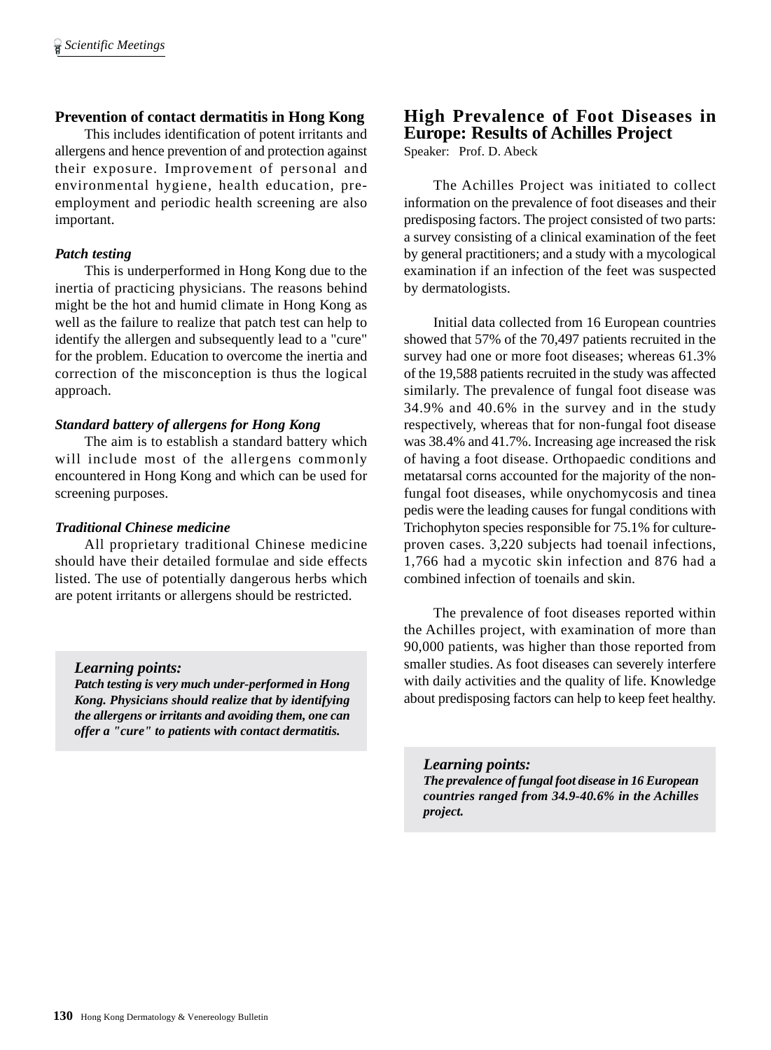**Prevention of contact dermatitis in Hong Kong**

This includes identification of potent irritants and allergens and hence prevention of and protection against their exposure. Improvement of personal and environmental hygiene, health education, pre-employment and periodic health screening are also important.

***Patch testing***

This is underperformed in Hong Kong due to the inertia of practicing physicians. The reasons behind might be the hot and humid climate in Hong Kong as well as the failure to realize that patch test can help to identify the allergen and subsequently lead to a "cure" for the problem. Education to overcome the inertia and correction of the misconception is thus the logical approach.

***Standard battery of allergens for Hong Kong***

The aim is to establish a standard battery which will include most of the allergens commonly encountered in Hong Kong and which can be used for screening purposes.

***Traditional Chinese medicine***

All proprietary traditional Chinese medicine should have their detailed formulae and side effects listed. The use of potentially dangerous herbs which are potent irritants or allergens should be restricted.

> ***Learning points:***
> ***Patch testing is very much under-performed in Hong Kong. Physicians should realize that by identifying the allergens or irritants and avoiding them, one can offer a "cure" to patients with contact dermatitis.***

## High Prevalence of Foot Diseases in Europe: Results of Achilles Project

Speaker: Prof. D. Abeck

The Achilles Project was initiated to collect information on the prevalence of foot diseases and their predisposing factors. The project consisted of two parts: a survey consisting of a clinical examination of the feet by general practitioners; and a study with a mycological examination if an infection of the feet was suspected by dermatologists.

Initial data collected from 16 European countries showed that 57% of the 70,497 patients recruited in the survey had one or more foot diseases; whereas 61.3% of the 19,588 patients recruited in the study was affected similarly. The prevalence of fungal foot disease was 34.9% and 40.6% in the survey and in the study respectively, whereas that for non-fungal foot disease was 38.4% and 41.7%. Increasing age increased the risk of having a foot disease. Orthopaedic conditions and metatarsal corns accounted for the majority of the non-fungal foot diseases, while onychomycosis and tinea pedis were the leading causes for fungal conditions with Trichophyton species responsible for 75.1% for culture-proven cases. 3,220 subjects had toenail infections, 1,766 had a mycotic skin infection and 876 had a combined infection of toenails and skin.

The prevalence of foot diseases reported within the Achilles project, with examination of more than 90,000 patients, was higher than those reported from smaller studies. As foot diseases can severely interfere with daily activities and the quality of life. Knowledge about predisposing factors can help to keep feet healthy.

> ***Learning points:***
> ***The prevalence of fungal foot disease in 16 European countries ranged from 34.9-40.6% in the Achilles project.***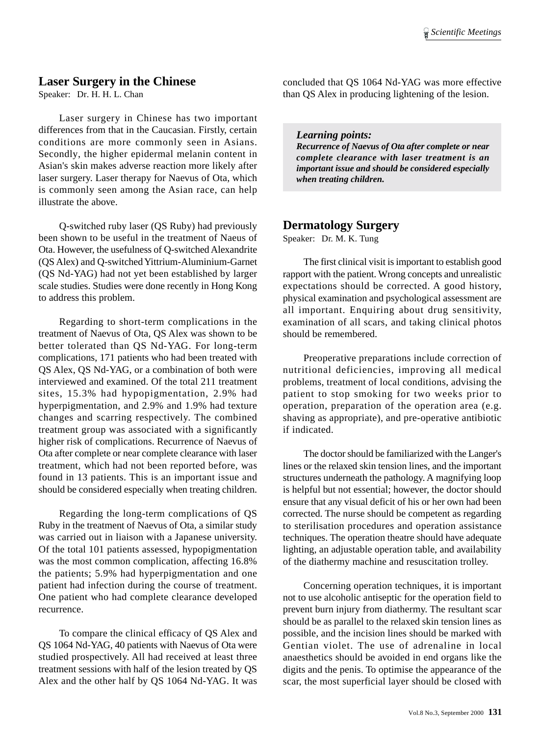## Laser Surgery in the Chinese

Speaker: Dr. H. H. L. Chan

Laser surgery in Chinese has two important differences from that in the Caucasian. Firstly, certain conditions are more commonly seen in Asians. Secondly, the higher epidermal melanin content in Asian's skin makes adverse reaction more likely after laser surgery. Laser therapy for Naevus of Ota, which is commonly seen among the Asian race, can help illustrate the above.

Q-switched ruby laser (QS Ruby) had previously been shown to be useful in the treatment of Naeus of Ota. However, the usefulness of Q-switched Alexandrite (QS Alex) and Q-switched Yittrium-Aluminium-Garnet (QS Nd-YAG) had not yet been established by larger scale studies. Studies were done recently in Hong Kong to address this problem.

Regarding to short-term complications in the treatment of Naevus of Ota, QS Alex was shown to be better tolerated than QS Nd-YAG. For long-term complications, 171 patients who had been treated with QS Alex, QS Nd-YAG, or a combination of both were interviewed and examined. Of the total 211 treatment sites, 15.3% had hypopigmentation, 2.9% had hyperpigmentation, and 2.9% and 1.9% had texture changes and scarring respectively. The combined treatment group was associated with a significantly higher risk of complications. Recurrence of Naevus of Ota after complete or near complete clearance with laser treatment, which had not been reported before, was found in 13 patients. This is an important issue and should be considered especially when treating children.

Regarding the long-term complications of QS Ruby in the treatment of Naevus of Ota, a similar study was carried out in liaison with a Japanese university. Of the total 101 patients assessed, hypopigmentation was the most common complication, affecting 16.8% the patients; 5.9% had hyperpigmentation and one patient had infection during the course of treatment. One patient who had complete clearance developed recurrence.

To compare the clinical efficacy of QS Alex and QS 1064 Nd-YAG, 40 patients with Naevus of Ota were studied prospectively. All had received at least three treatment sessions with half of the lesion treated by QS Alex and the other half by QS 1064 Nd-YAG. It was concluded that QS 1064 Nd-YAG was more effective than QS Alex in producing lightening of the lesion.

> ***Learning points:***
> ***Recurrence of Naevus of Ota after complete or near complete clearance with laser treatment is an important issue and should be considered especially when treating children.***

## Dermatology Surgery

Speaker: Dr. M. K. Tung

The first clinical visit is important to establish good rapport with the patient. Wrong concepts and unrealistic expectations should be corrected. A good history, physical examination and psychological assessment are all important. Enquiring about drug sensitivity, examination of all scars, and taking clinical photos should be remembered.

Preoperative preparations include correction of nutritional deficiencies, improving all medical problems, treatment of local conditions, advising the patient to stop smoking for two weeks prior to operation, preparation of the operation area (e.g. shaving as appropriate), and pre-operative antibiotic if indicated.

The doctor should be familiarized with the Langer's lines or the relaxed skin tension lines, and the important structures underneath the pathology. A magnifying loop is helpful but not essential; however, the doctor should ensure that any visual deficit of his or her own had been corrected. The nurse should be competent as regarding to sterilisation procedures and operation assistance techniques. The operation theatre should have adequate lighting, an adjustable operation table, and availability of the diathermy machine and resuscitation trolley.

Concerning operation techniques, it is important not to use alcoholic antiseptic for the operation field to prevent burn injury from diathermy. The resultant scar should be as parallel to the relaxed skin tension lines as possible, and the incision lines should be marked with Gentian violet. The use of adrenaline in local anaesthetics should be avoided in end organs like the digits and the penis. To optimise the appearance of the scar, the most superficial layer should be closed with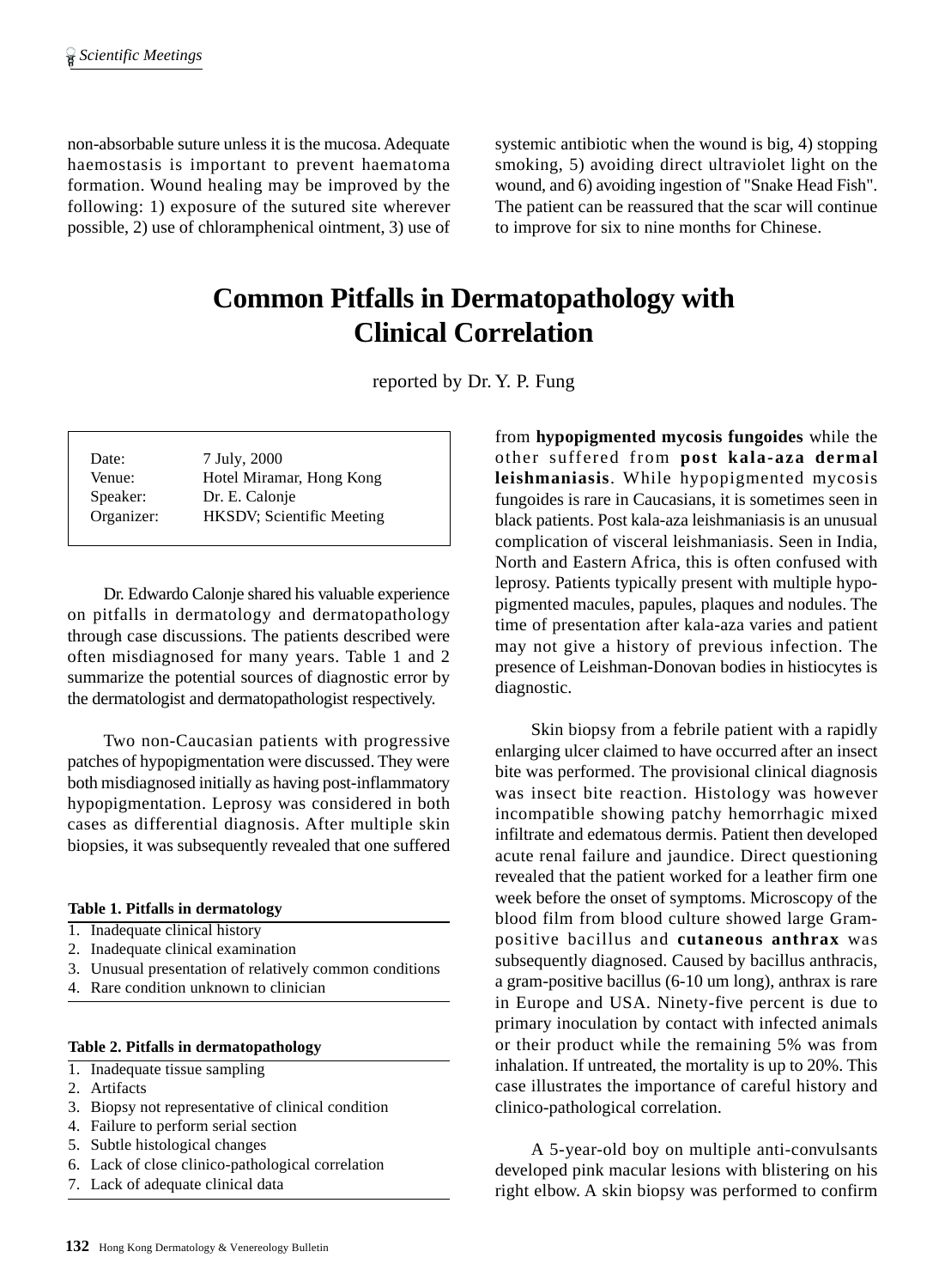non-absorbable suture unless it is the mucosa. Adequate haemostasis is important to prevent haematoma formation. Wound healing may be improved by the following: 1) exposure of the sutured site wherever possible, 2) use of chloramphenical ointment, 3) use of systemic antibiotic when the wound is big, 4) stopping smoking, 5) avoiding direct ultraviolet light on the wound, and 6) avoiding ingestion of "Snake Head Fish". The patient can be reassured that the scar will continue to improve for six to nine months for Chinese.

# Common Pitfalls in Dermatopathology with Clinical Correlation

reported by Dr. Y. P. Fung

| | |
|---|---|
| Date: | 7 July, 2000 |
| Venue: | Hotel Miramar, Hong Kong |
| Speaker: | Dr. E. Calonje |
| Organizer: | HKSDV; Scientific Meeting |

Dr. Edwardo Calonje shared his valuable experience on pitfalls in dermatology and dermatopathology through case discussions. The patients described were often misdiagnosed for many years. Table 1 and 2 summarize the potential sources of diagnostic error by the dermatologist and dermatopathologist respectively.

Two non-Caucasian patients with progressive patches of hypopigmentation were discussed. They were both misdiagnosed initially as having post-inflammatory hypopigmentation. Leprosy was considered in both cases as differential diagnosis. After multiple skin biopsies, it was subsequently revealed that one suffered from **hypopigmented mycosis fungoides** while the other suffered from **post kala-aza dermal leishmaniasis**. While hypopigmented mycosis fungoides is rare in Caucasians, it is sometimes seen in black patients. Post kala-aza leishmaniasis is an unusual complication of visceral leishmaniasis. Seen in India, North and Eastern Africa, this is often confused with leprosy. Patients typically present with multiple hypo-pigmented macules, papules, plaques and nodules. The time of presentation after kala-aza varies and patient may not give a history of previous infection. The presence of Leishman-Donovan bodies in histiocytes is diagnostic.

**Table 1. Pitfalls in dermatology**

1. Inadequate clinical history
2. Inadequate clinical examination
3. Unusual presentation of relatively common conditions
4. Rare condition unknown to clinician

**Table 2. Pitfalls in dermatopathology**

1. Inadequate tissue sampling
2. Artifacts
3. Biopsy not representative of clinical condition
4. Failure to perform serial section
5. Subtle histological changes
6. Lack of close clinico-pathological correlation
7. Lack of adequate clinical data

Skin biopsy from a febrile patient with a rapidly enlarging ulcer claimed to have occurred after an insect bite was performed. The provisional clinical diagnosis was insect bite reaction. Histology was however incompatible showing patchy hemorrhagic mixed infiltrate and edematous dermis. Patient then developed acute renal failure and jaundice. Direct questioning revealed that the patient worked for a leather firm one week before the onset of symptoms. Microscopy of the blood film from blood culture showed large Gram-positive bacillus and **cutaneous anthrax** was subsequently diagnosed. Caused by bacillus anthracis, a gram-positive bacillus (6-10 um long), anthrax is rare in Europe and USA. Ninety-five percent is due to primary inoculation by contact with infected animals or their product while the remaining 5% was from inhalation. If untreated, the mortality is up to 20%. This case illustrates the importance of careful history and clinico-pathological correlation.

A 5-year-old boy on multiple anti-convulsants developed pink macular lesions with blistering on his right elbow. A skin biopsy was performed to confirm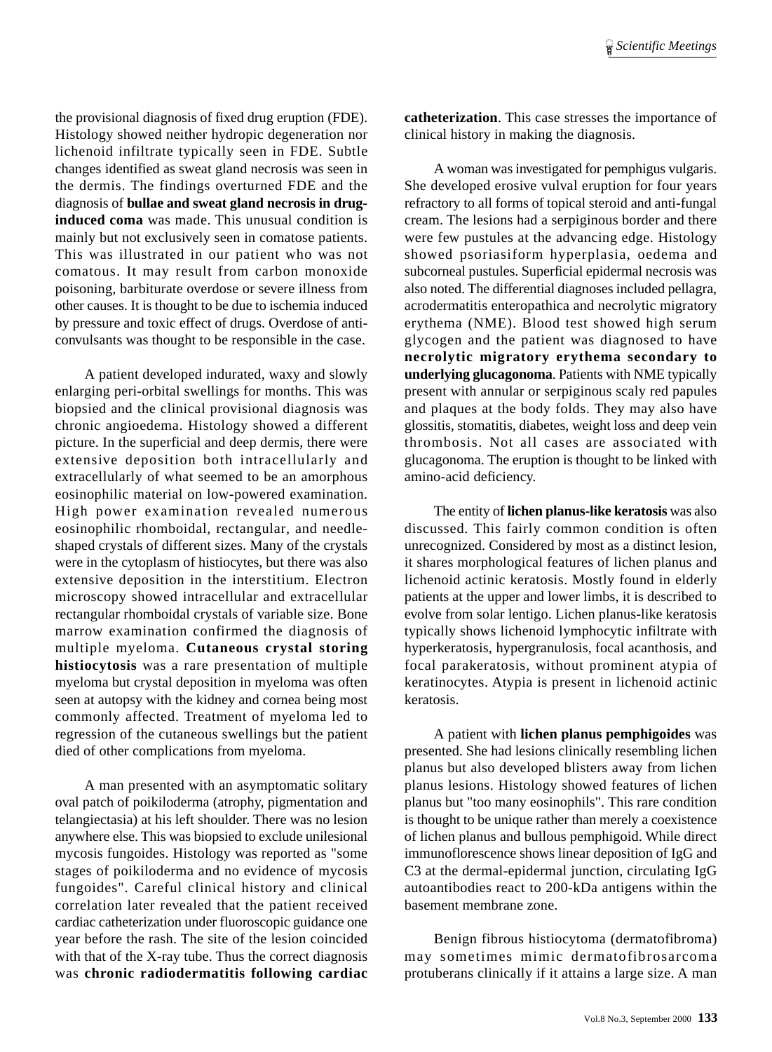the provisional diagnosis of fixed drug eruption (FDE). Histology showed neither hydropic degeneration nor lichenoid infiltrate typically seen in FDE. Subtle changes identified as sweat gland necrosis was seen in the dermis. The findings overturned FDE and the diagnosis of **bullae and sweat gland necrosis in drug-induced coma** was made. This unusual condition is mainly but not exclusively seen in comatose patients. This was illustrated in our patient who was not comatous. It may result from carbon monoxide poisoning, barbiturate overdose or severe illness from other causes. It is thought to be due to ischemia induced by pressure and toxic effect of drugs. Overdose of anti-convulsants was thought to be responsible in the case.

A patient developed indurated, waxy and slowly enlarging peri-orbital swellings for months. This was biopsied and the clinical provisional diagnosis was chronic angioedema. Histology showed a different picture. In the superficial and deep dermis, there were extensive deposition both intracellularly and extracellularly of what seemed to be an amorphous eosinophilic material on low-powered examination. High power examination revealed numerous eosinophilic rhomboidal, rectangular, and needle-shaped crystals of different sizes. Many of the crystals were in the cytoplasm of histiocytes, but there was also extensive deposition in the interstitium. Electron microscopy showed intracellular and extracellular rectangular rhomboidal crystals of variable size. Bone marrow examination confirmed the diagnosis of multiple myeloma. **Cutaneous crystal storing histiocytosis** was a rare presentation of multiple myeloma but crystal deposition in myeloma was often seen at autopsy with the kidney and cornea being most commonly affected. Treatment of myeloma led to regression of the cutaneous swellings but the patient died of other complications from myeloma.

A man presented with an asymptomatic solitary oval patch of poikiloderma (atrophy, pigmentation and telangiectasia) at his left shoulder. There was no lesion anywhere else. This was biopsied to exclude unilesional mycosis fungoides. Histology was reported as "some stages of poikiloderma and no evidence of mycosis fungoides". Careful clinical history and clinical correlation later revealed that the patient received cardiac catheterization under fluoroscopic guidance one year before the rash. The site of the lesion coincided with that of the X-ray tube. Thus the correct diagnosis was **chronic radiodermatitis following cardiac catheterization**. This case stresses the importance of clinical history in making the diagnosis.

A woman was investigated for pemphigus vulgaris. She developed erosive vulval eruption for four years refractory to all forms of topical steroid and anti-fungal cream. The lesions had a serpiginous border and there were few pustules at the advancing edge. Histology showed psoriasiform hyperplasia, oedema and subcorneal pustules. Superficial epidermal necrosis was also noted. The differential diagnoses included pellagra, acrodermatitis enteropathica and necrolytic migratory erythema (NME). Blood test showed high serum glycogen and the patient was diagnosed to have **necrolytic migratory erythema secondary to underlying glucagonoma**. Patients with NME typically present with annular or serpiginous scaly red papules and plaques at the body folds. They may also have glossitis, stomatitis, diabetes, weight loss and deep vein thrombosis. Not all cases are associated with glucagonoma. The eruption is thought to be linked with amino-acid deficiency.

The entity of **lichen planus-like keratosis** was also discussed. This fairly common condition is often unrecognized. Considered by most as a distinct lesion, it shares morphological features of lichen planus and lichenoid actinic keratosis. Mostly found in elderly patients at the upper and lower limbs, it is described to evolve from solar lentigo. Lichen planus-like keratosis typically shows lichenoid lymphocytic infiltrate with hyperkeratosis, hypergranulosis, focal acanthosis, and focal parakeratosis, without prominent atypia of keratinocytes. Atypia is present in lichenoid actinic keratosis.

A patient with **lichen planus pemphigoides** was presented. She had lesions clinically resembling lichen planus but also developed blisters away from lichen planus lesions. Histology showed features of lichen planus but "too many eosinophils". This rare condition is thought to be unique rather than merely a coexistence of lichen planus and bullous pemphigoid. While direct immunoflorescence shows linear deposition of IgG and C3 at the dermal-epidermal junction, circulating IgG autoantibodies react to 200-kDa antigens within the basement membrane zone.

Benign fibrous histiocytoma (dermatofibroma) may sometimes mimic dermatofibrosarcoma protuberans clinically if it attains a large size. A man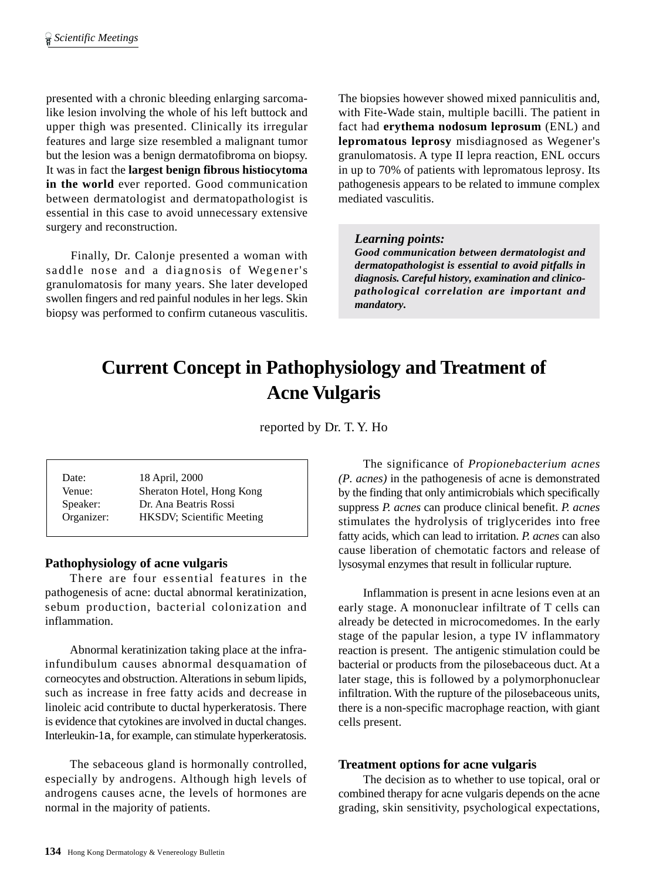presented with a chronic bleeding enlarging sarcoma-like lesion involving the whole of his left buttock and upper thigh was presented. Clinically its irregular features and large size resembled a malignant tumor but the lesion was a benign dermatofibroma on biopsy. It was in fact the **largest benign fibrous histiocytoma in the world** ever reported. Good communication between dermatologist and dermatopathologist is essential in this case to avoid unnecessary extensive surgery and reconstruction.

Finally, Dr. Calonje presented a woman with saddle nose and a diagnosis of Wegener's granulomatosis for many years. She later developed swollen fingers and red painful nodules in her legs. Skin biopsy was performed to confirm cutaneous vasculitis. The biopsies however showed mixed panniculitis and, with Fite-Wade stain, multiple bacilli. The patient in fact had **erythema nodosum leprosum** (ENL) and **lepromatous leprosy** misdiagnosed as Wegener's granulomatosis. A type II lepra reaction, ENL occurs in up to 70% of patients with lepromatous leprosy. Its pathogenesis appears to be related to immune complex mediated vasculitis.

> ***Learning points:***
> ***Good communication between dermatologist and dermatopathologist is essential to avoid pitfalls in diagnosis. Careful history, examination and clinico-pathological correlation are important and mandatory.***

# Current Concept in Pathophysiology and Treatment of Acne Vulgaris

reported by Dr. T. Y. Ho

| | |
|---|---|
| Date: | 18 April, 2000 |
| Venue: | Sheraton Hotel, Hong Kong |
| Speaker: | Dr. Ana Beatris Rossi |
| Organizer: | HKSDV; Scientific Meeting |

## Pathophysiology of acne vulgaris

There are four essential features in the pathogenesis of acne: ductal abnormal keratinization, sebum production, bacterial colonization and inflammation.

Abnormal keratinization taking place at the infra-infundibulum causes abnormal desquamation of corneocytes and obstruction. Alterations in sebum lipids, such as increase in free fatty acids and decrease in linoleic acid contribute to ductal hyperkeratosis. There is evidence that cytokines are involved in ductal changes. Interleukin-1a, for example, can stimulate hyperkeratosis.

The sebaceous gland is hormonally controlled, especially by androgens. Although high levels of androgens causes acne, the levels of hormones are normal in the majority of patients.

The significance of *Propionebacterium acnes (P. acnes)* in the pathogenesis of acne is demonstrated by the finding that only antimicrobials which specifically suppress *P. acnes* can produce clinical benefit. *P. acnes* stimulates the hydrolysis of triglycerides into free fatty acids, which can lead to irritation. *P. acnes* can also cause liberation of chemotatic factors and release of lysosymal enzymes that result in follicular rupture.

Inflammation is present in acne lesions even at an early stage. A mononuclear infiltrate of T cells can already be detected in microcomedomes. In the early stage of the papular lesion, a type IV inflammatory reaction is present. The antigenic stimulation could be bacterial or products from the pilosebaceous duct. At a later stage, this is followed by a polymorphonuclear infiltration. With the rupture of the pilosebaceous units, there is a non-specific macrophage reaction, with giant cells present.

## Treatment options for acne vulgaris

The decision as to whether to use topical, oral or combined therapy for acne vulgaris depends on the acne grading, skin sensitivity, psychological expectations,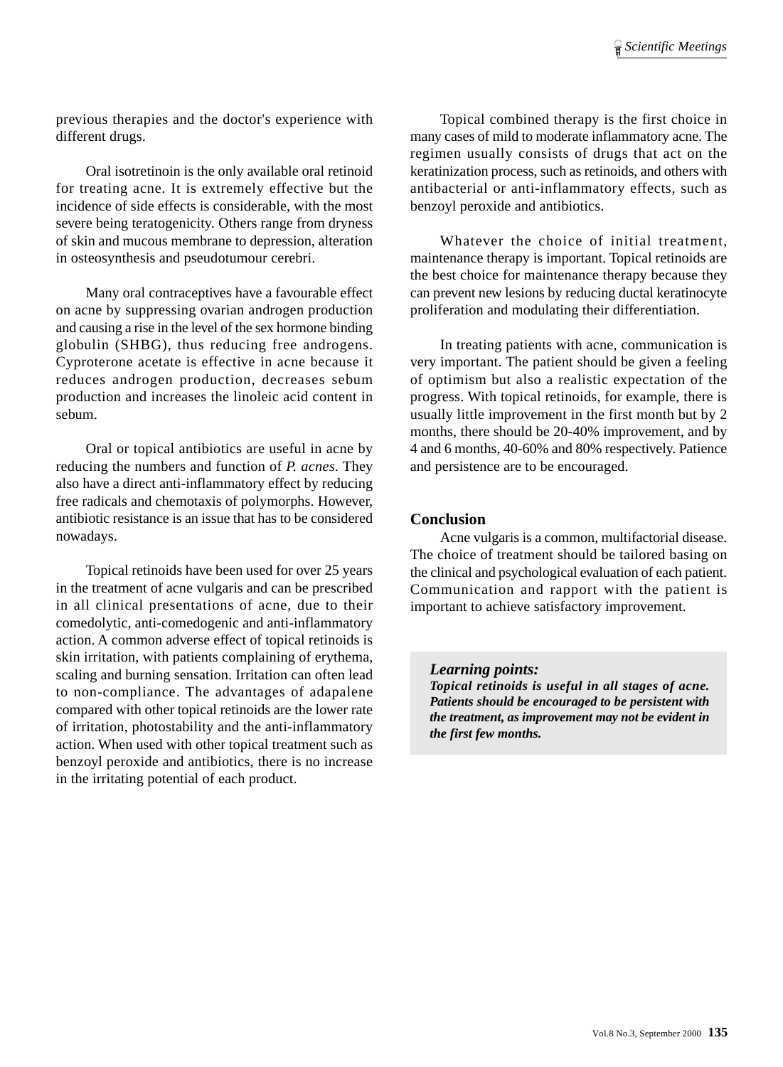previous therapies and the doctor's experience with different drugs.

Oral isotretinoin is the only available oral retinoid for treating acne. It is extremely effective but the incidence of side effects is considerable, with the most severe being teratogenicity. Others range from dryness of skin and mucous membrane to depression, alteration in osteosynthesis and pseudotumour cerebri.

Many oral contraceptives have a favourable effect on acne by suppressing ovarian androgen production and causing a rise in the level of the sex hormone binding globulin (SHBG), thus reducing free androgens. Cyproterone acetate is effective in acne because it reduces androgen production, decreases sebum production and increases the linoleic acid content in sebum.

Oral or topical antibiotics are useful in acne by reducing the numbers and function of *P. acnes*. They also have a direct anti-inflammatory effect by reducing free radicals and chemotaxis of polymorphs. However, antibiotic resistance is an issue that has to be considered nowadays.

Topical retinoids have been used for over 25 years in the treatment of acne vulgaris and can be prescribed in all clinical presentations of acne, due to their comedolytic, anti-comedogenic and anti-inflammatory action. A common adverse effect of topical retinoids is skin irritation, with patients complaining of erythema, scaling and burning sensation. Irritation can often lead to non-compliance. The advantages of adapalene compared with other topical retinoids are the lower rate of irritation, photostability and the anti-inflammatory action. When used with other topical treatment such as benzoyl peroxide and antibiotics, there is no increase in the irritating potential of each product.

Topical combined therapy is the first choice in many cases of mild to moderate inflammatory acne. The regimen usually consists of drugs that act on the keratinization process, such as retinoids, and others with antibacterial or anti-inflammatory effects, such as benzoyl peroxide and antibiotics.

Whatever the choice of initial treatment, maintenance therapy is important. Topical retinoids are the best choice for maintenance therapy because they can prevent new lesions by reducing ductal keratinocyte proliferation and modulating their differentiation.

In treating patients with acne, communication is very important. The patient should be given a feeling of optimism but also a realistic expectation of the progress. With topical retinoids, for example, there is usually little improvement in the first month but by 2 months, there should be 20-40% improvement, and by 4 and 6 months, 40-60% and 80% respectively. Patience and persistence are to be encouraged.

## Conclusion

Acne vulgaris is a common, multifactorial disease. The choice of treatment should be tailored basing on the clinical and psychological evaluation of each patient. Communication and rapport with the patient is important to achieve satisfactory improvement.

> ***Learning points:***
> ***Topical retinoids is useful in all stages of acne. Patients should be encouraged to be persistent with the treatment, as improvement may not be evident in the first few months.***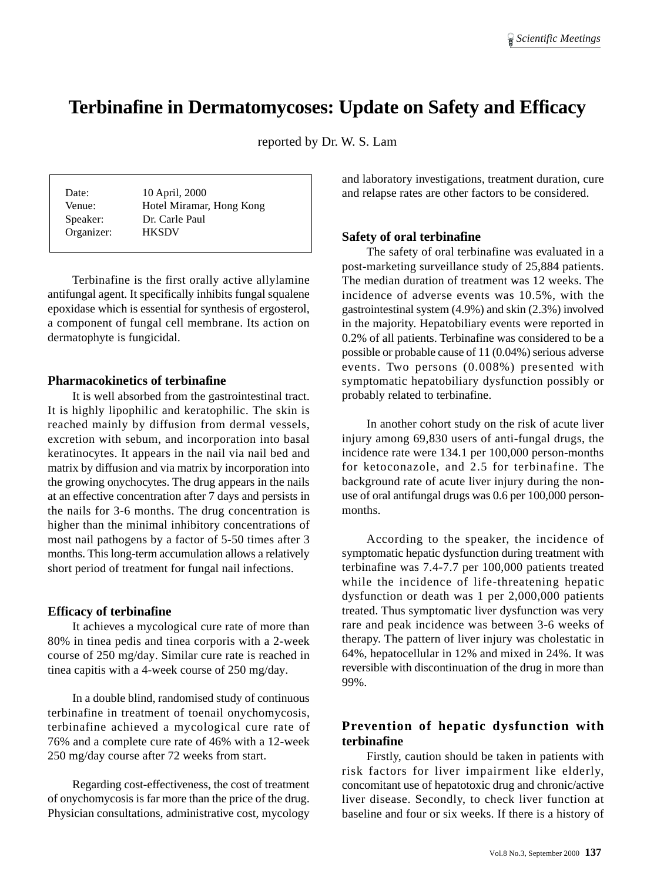# Terbinafine in Dermatomycoses: Update on Safety and Efficacy

reported by Dr. W. S. Lam

| | |
|---|---|
| Date: | 10 April, 2000 |
| Venue: | Hotel Miramar, Hong Kong |
| Speaker: | Dr. Carle Paul |
| Organizer: | HKSDV |

Terbinafine is the first orally active allylamine antifungal agent. It specifically inhibits fungal squalene epoxidase which is essential for synthesis of ergosterol, a component of fungal cell membrane. Its action on dermatophyte is fungicidal.

### Pharmacokinetics of terbinafine

It is well absorbed from the gastrointestinal tract. It is highly lipophilic and keratophilic. The skin is reached mainly by diffusion from dermal vessels, excretion with sebum, and incorporation into basal keratinocytes. It appears in the nail via nail bed and matrix by diffusion and via matrix by incorporation into the growing onychocytes. The drug appears in the nails at an effective concentration after 7 days and persists in the nails for 3-6 months. The drug concentration is higher than the minimal inhibitory concentrations of most nail pathogens by a factor of 5-50 times after 3 months. This long-term accumulation allows a relatively short period of treatment for fungal nail infections.

### Efficacy of terbinafine

It achieves a mycological cure rate of more than 80% in tinea pedis and tinea corporis with a 2-week course of 250 mg/day. Similar cure rate is reached in tinea capitis with a 4-week course of 250 mg/day.

In a double blind, randomised study of continuous terbinafine in treatment of toenail onychomycosis, terbinafine achieved a mycological cure rate of 76% and a complete cure rate of 46% with a 12-week 250 mg/day course after 72 weeks from start.

Regarding cost-effectiveness, the cost of treatment of onychomycosis is far more than the price of the drug. Physician consultations, administrative cost, mycology and laboratory investigations, treatment duration, cure and relapse rates are other factors to be considered.

### Safety of oral terbinafine

The safety of oral terbinafine was evaluated in a post-marketing surveillance study of 25,884 patients. The median duration of treatment was 12 weeks. The incidence of adverse events was 10.5%, with the gastrointestinal system (4.9%) and skin (2.3%) involved in the majority. Hepatobiliary events were reported in 0.2% of all patients. Terbinafine was considered to be a possible or probable cause of 11 (0.04%) serious adverse events. Two persons (0.008%) presented with symptomatic hepatobiliary dysfunction possibly or probably related to terbinafine.

In another cohort study on the risk of acute liver injury among 69,830 users of anti-fungal drugs, the incidence rate were 134.1 per 100,000 person-months for ketoconazole, and 2.5 for terbinafine. The background rate of acute liver injury during the non-use of oral antifungal drugs was 0.6 per 100,000 person-months.

According to the speaker, the incidence of symptomatic hepatic dysfunction during treatment with terbinafine was 7.4-7.7 per 100,000 patients treated while the incidence of life-threatening hepatic dysfunction or death was 1 per 2,000,000 patients treated. Thus symptomatic liver dysfunction was very rare and peak incidence was between 3-6 weeks of therapy. The pattern of liver injury was cholestatic in 64%, hepatocellular in 12% and mixed in 24%. It was reversible with discontinuation of the drug in more than 99%.

### Prevention of hepatic dysfunction with terbinafine

Firstly, caution should be taken in patients with risk factors for liver impairment like elderly, concomitant use of hepatotoxic drug and chronic/active liver disease. Secondly, to check liver function at baseline and four or six weeks. If there is a history of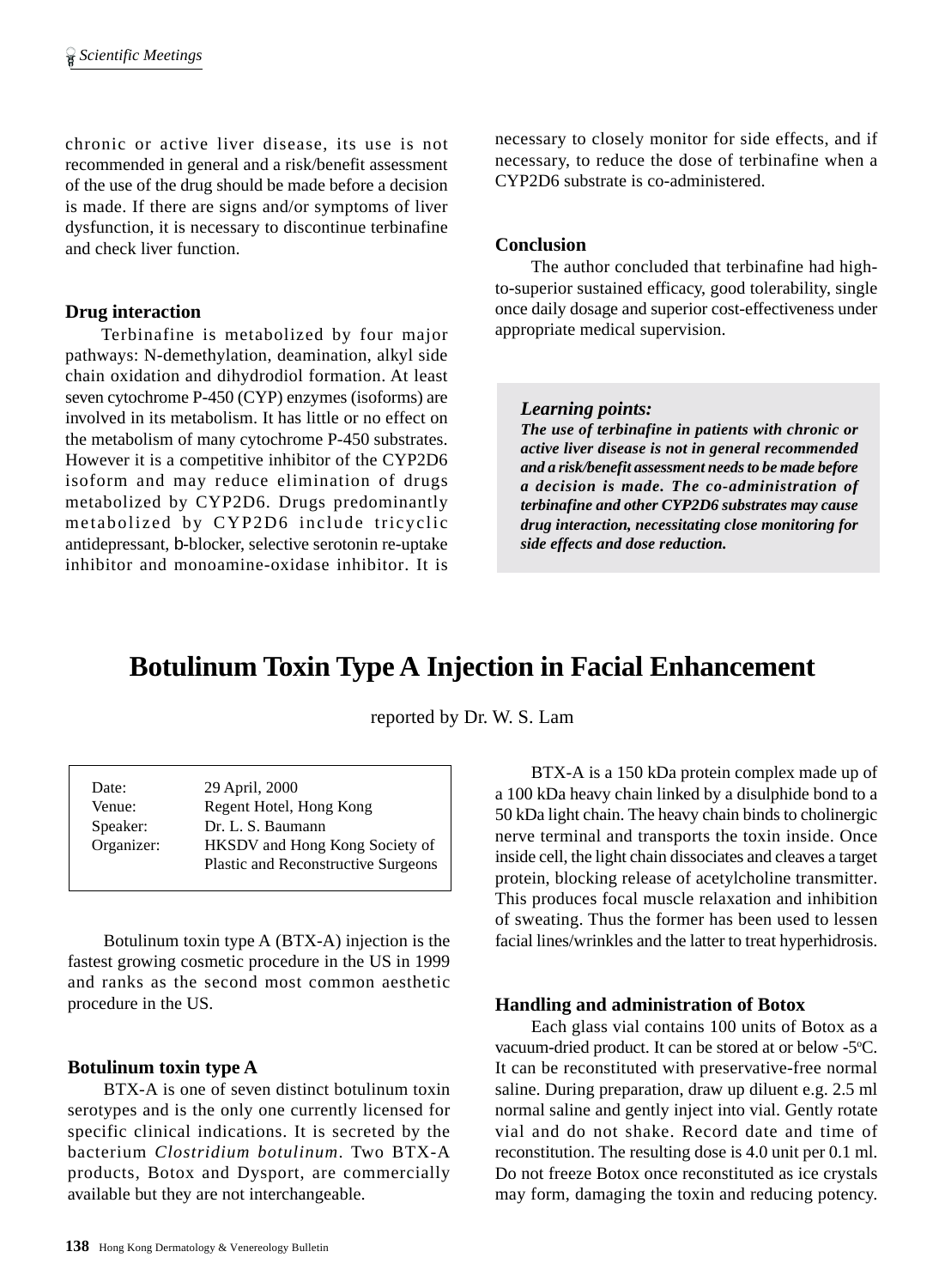chronic or active liver disease, its use is not recommended in general and a risk/benefit assessment of the use of the drug should be made before a decision is made. If there are signs and/or symptoms of liver dysfunction, it is necessary to discontinue terbinafine and check liver function.

### Drug interaction

Terbinafine is metabolized by four major pathways: N-demethylation, deamination, alkyl side chain oxidation and dihydrodiol formation. At least seven cytochrome P-450 (CYP) enzymes (isoforms) are involved in its metabolism. It has little or no effect on the metabolism of many cytochrome P-450 substrates. However it is a competitive inhibitor of the CYP2D6 isoform and may reduce elimination of drugs metabolized by CYP2D6. Drugs predominantly metabolized by CYP2D6 include tricyclic antidepressant, b-blocker, selective serotonin re-uptake inhibitor and monoamine-oxidase inhibitor. It is necessary to closely monitor for side effects, and if necessary, to reduce the dose of terbinafine when a CYP2D6 substrate is co-administered.

### Conclusion

The author concluded that terbinafine had high-to-superior sustained efficacy, good tolerability, single once daily dosage and superior cost-effectiveness under appropriate medical supervision.

> ***Learning points:***
> ***The use of terbinafine in patients with chronic or active liver disease is not in general recommended and a risk/benefit assessment needs to be made before a decision is made. The co-administration of terbinafine and other CYP2D6 substrates may cause drug interaction, necessitating close monitoring for side effects and dose reduction.***

# Botulinum Toxin Type A Injection in Facial Enhancement

reported by Dr. W. S. Lam

| | |
|---|---|
| Date: | 29 April, 2000 |
| Venue: | Regent Hotel, Hong Kong |
| Speaker: | Dr. L. S. Baumann |
| Organizer: | HKSDV and Hong Kong Society of Plastic and Reconstructive Surgeons |

Botulinum toxin type A (BTX-A) injection is the fastest growing cosmetic procedure in the US in 1999 and ranks as the second most common aesthetic procedure in the US.

### Botulinum toxin type A

BTX-A is one of seven distinct botulinum toxin serotypes and is the only one currently licensed for specific clinical indications. It is secreted by the bacterium *Clostridium botulinum*. Two BTX-A products, Botox and Dysport, are commercially available but they are not interchangeable.

BTX-A is a 150 kDa protein complex made up of a 100 kDa heavy chain linked by a disulphide bond to a 50 kDa light chain. The heavy chain binds to cholinergic nerve terminal and transports the toxin inside. Once inside cell, the light chain dissociates and cleaves a target protein, blocking release of acetylcholine transmitter. This produces focal muscle relaxation and inhibition of sweating. Thus the former has been used to lessen facial lines/wrinkles and the latter to treat hyperhidrosis.

### Handling and administration of Botox

Each glass vial contains 100 units of Botox as a vacuum-dried product. It can be stored at or below -5°C. It can be reconstituted with preservative-free normal saline. During preparation, draw up diluent e.g. 2.5 ml normal saline and gently inject into vial. Gently rotate vial and do not shake. Record date and time of reconstitution. The resulting dose is 4.0 unit per 0.1 ml. Do not freeze Botox once reconstituted as ice crystals may form, damaging the toxin and reducing potency.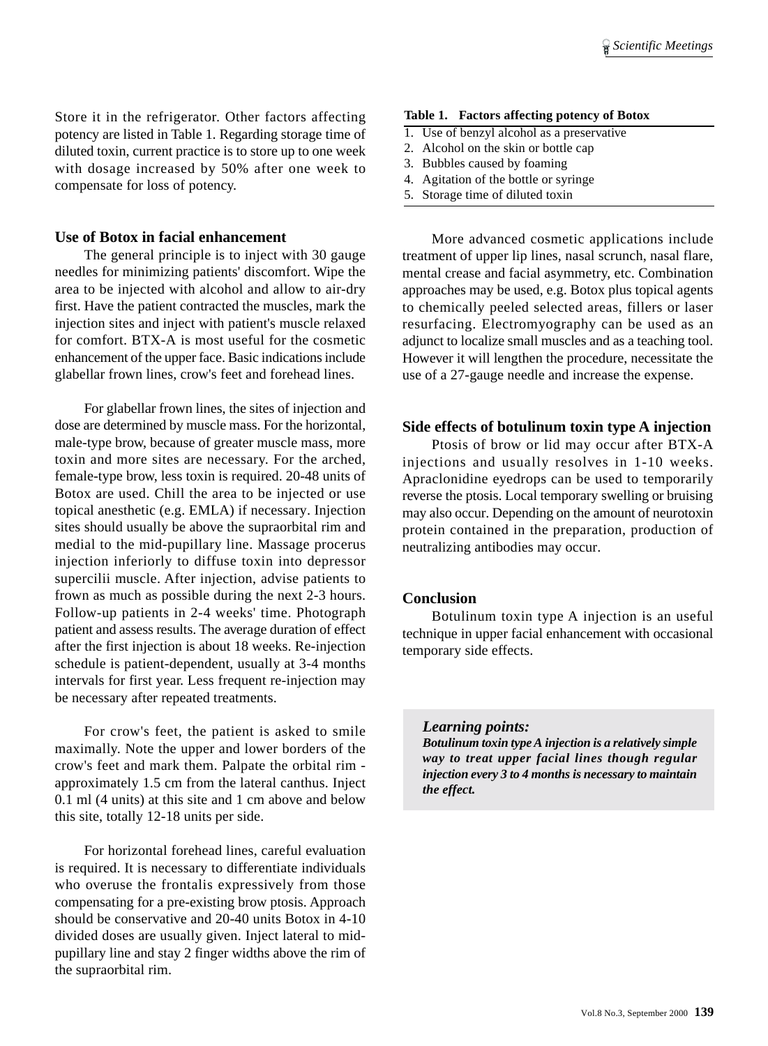Store it in the refrigerator. Other factors affecting potency are listed in Table 1. Regarding storage time of diluted toxin, current practice is to store up to one week with dosage increased by 50% after one week to compensate for loss of potency.

**Table 1. Factors affecting potency of Botox**

| | |
|---|---|
| 1. | Use of benzyl alcohol as a preservative |
| 2. | Alcohol on the skin or bottle cap |
| 3. | Bubbles caused by foaming |
| 4. | Agitation of the bottle or syringe |
| 5. | Storage time of diluted toxin |

## Use of Botox in facial enhancement

The general principle is to inject with 30 gauge needles for minimizing patients' discomfort. Wipe the area to be injected with alcohol and allow to air-dry first. Have the patient contracted the muscles, mark the injection sites and inject with patient's muscle relaxed for comfort. BTX-A is most useful for the cosmetic enhancement of the upper face. Basic indications include glabellar frown lines, crow's feet and forehead lines.

For glabellar frown lines, the sites of injection and dose are determined by muscle mass. For the horizontal, male-type brow, because of greater muscle mass, more toxin and more sites are necessary. For the arched, female-type brow, less toxin is required. 20-48 units of Botox are used. Chill the area to be injected or use topical anesthetic (e.g. EMLA) if necessary. Injection sites should usually be above the supraorbital rim and medial to the mid-pupillary line. Massage procerus injection inferiorly to diffuse toxin into depressor supercilii muscle. After injection, advise patients to frown as much as possible during the next 2-3 hours. Follow-up patients in 2-4 weeks' time. Photograph patient and assess results. The average duration of effect after the first injection is about 18 weeks. Re-injection schedule is patient-dependent, usually at 3-4 months intervals for first year. Less frequent re-injection may be necessary after repeated treatments.

For crow's feet, the patient is asked to smile maximally. Note the upper and lower borders of the crow's feet and mark them. Palpate the orbital rim - approximately 1.5 cm from the lateral canthus. Inject 0.1 ml (4 units) at this site and 1 cm above and below this site, totally 12-18 units per side.

For horizontal forehead lines, careful evaluation is required. It is necessary to differentiate individuals who overuse the frontalis expressively from those compensating for a pre-existing brow ptosis. Approach should be conservative and 20-40 units Botox in 4-10 divided doses are usually given. Inject lateral to mid-pupillary line and stay 2 finger widths above the rim of the supraorbital rim.

More advanced cosmetic applications include treatment of upper lip lines, nasal scrunch, nasal flare, mental crease and facial asymmetry, etc. Combination approaches may be used, e.g. Botox plus topical agents to chemically peeled selected areas, fillers or laser resurfacing. Electromyography can be used as an adjunct to localize small muscles and as a teaching tool. However it will lengthen the procedure, necessitate the use of a 27-gauge needle and increase the expense.

## Side effects of botulinum toxin type A injection

Ptosis of brow or lid may occur after BTX-A injections and usually resolves in 1-10 weeks. Apraclonidine eyedrops can be used to temporarily reverse the ptosis. Local temporary swelling or bruising may also occur. Depending on the amount of neurotoxin protein contained in the preparation, production of neutralizing antibodies may occur.

## Conclusion

Botulinum toxin type A injection is an useful technique in upper facial enhancement with occasional temporary side effects.

> ***Learning points:***
> ***Botulinum toxin type A injection is a relatively simple way to treat upper facial lines though regular injection every 3 to 4 months is necessary to maintain the effect.***